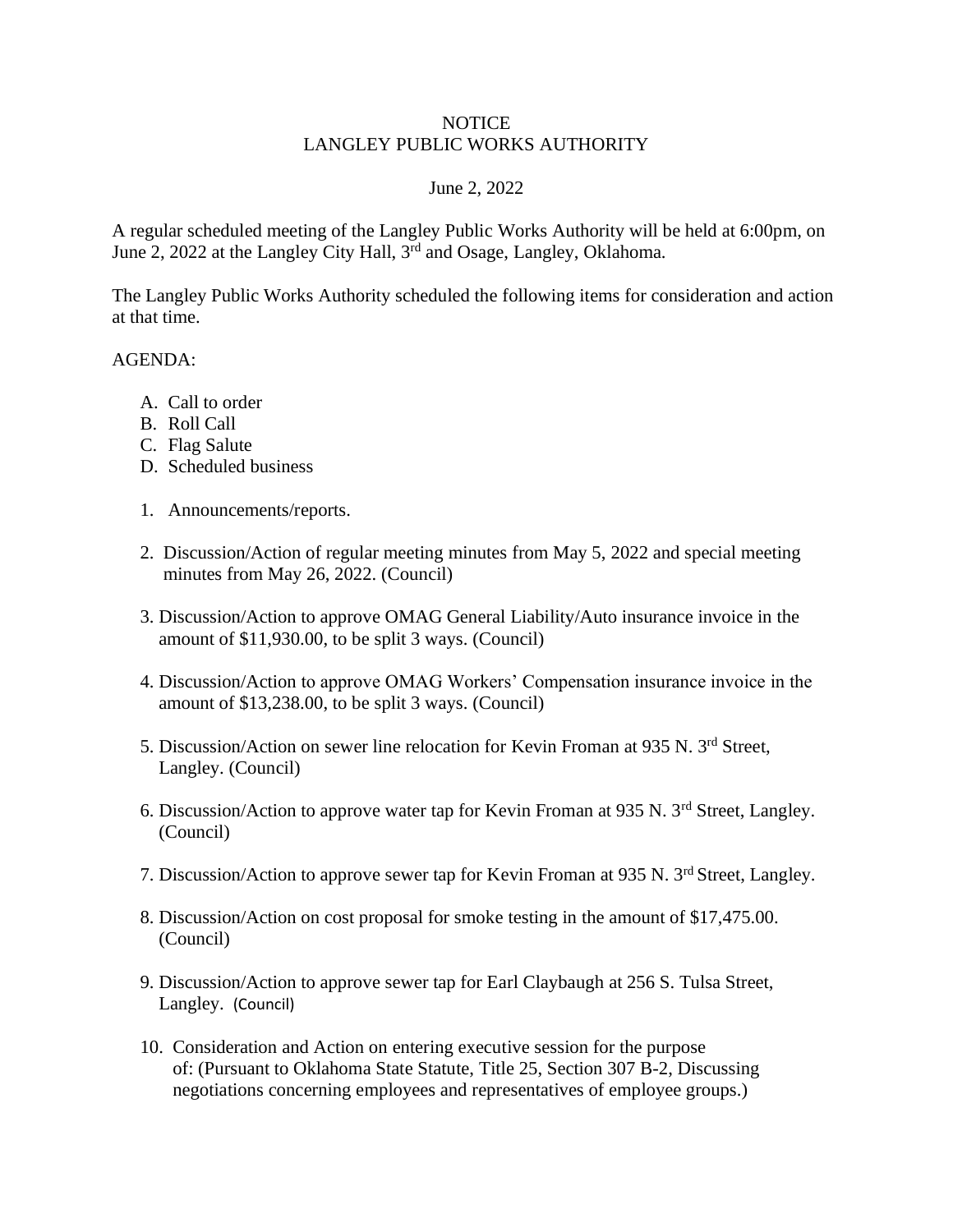# NOTICE
# LANGLEY PUBLIC WORKS AUTHORITY

June 2, 2022

A regular scheduled meeting of the Langley Public Works Authority will be held at 6:00pm, on June 2, 2022 at the Langley City Hall, 3rd and Osage, Langley, Oklahoma.

The Langley Public Works Authority scheduled the following items for consideration and action at that time.

AGENDA:

A. Call to order
B. Roll Call
C. Flag Salute
D. Scheduled business

1. Announcements/reports.

2. Discussion/Action of regular meeting minutes from May 5, 2022 and special meeting minutes from May 26, 2022. (Council)

3. Discussion/Action to approve OMAG General Liability/Auto insurance invoice in the amount of $11,930.00, to be split 3 ways. (Council)

4. Discussion/Action to approve OMAG Workers' Compensation insurance invoice in the amount of $13,238.00, to be split 3 ways. (Council)

5. Discussion/Action on sewer line relocation for Kevin Froman at 935 N. 3rd Street, Langley. (Council)

6. Discussion/Action to approve water tap for Kevin Froman at 935 N. 3rd Street, Langley. (Council)

7. Discussion/Action to approve sewer tap for Kevin Froman at 935 N. 3rd Street, Langley.

8. Discussion/Action on cost proposal for smoke testing in the amount of $17,475.00. (Council)

9. Discussion/Action to approve sewer tap for Earl Claybaugh at 256 S. Tulsa Street, Langley. (Council)

10. Consideration and Action on entering executive session for the purpose of: (Pursuant to Oklahoma State Statute, Title 25, Section 307 B-2, Discussing negotiations concerning employees and representatives of employee groups.)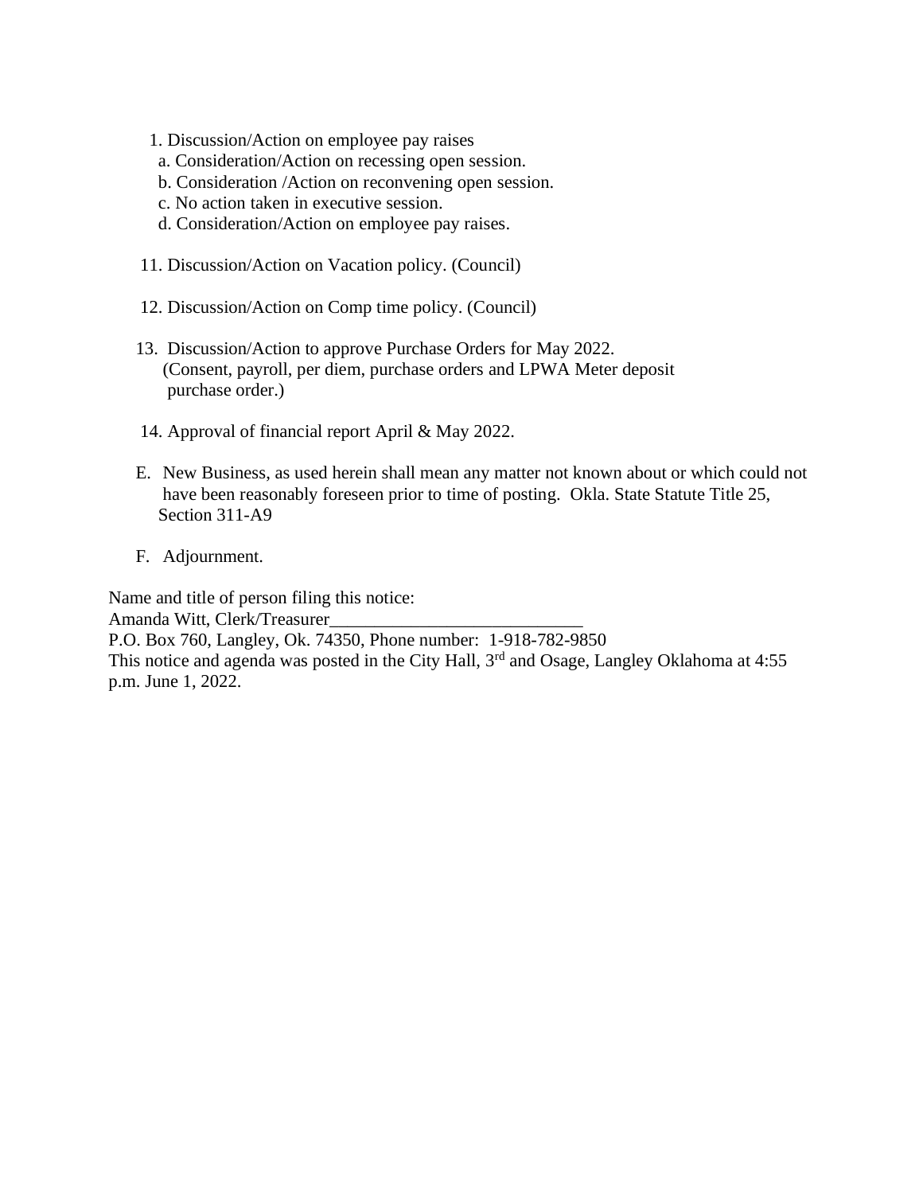1. Discussion/Action on employee pay raises
   a. Consideration/Action on recessing open session.
   b. Consideration /Action on reconvening open session.
   c. No action taken in executive session.
   d. Consideration/Action on employee pay raises.

11. Discussion/Action on Vacation policy. (Council)

12. Discussion/Action on Comp time policy. (Council)

13. Discussion/Action to approve Purchase Orders for May 2022.
    (Consent, payroll, per diem, purchase orders and LPWA Meter deposit purchase order.)

14. Approval of financial report April & May 2022.

E. New Business, as used herein shall mean any matter not known about or which could not have been reasonably foreseen prior to time of posting. Okla. State Statute Title 25, Section 311-A9

F. Adjournment.

Name and title of person filing this notice:
Amanda Witt, Clerk/Treasurer___________________________
P.O. Box 760, Langley, Ok. 74350, Phone number: 1-918-782-9850
This notice and agenda was posted in the City Hall, 3rd and Osage, Langley Oklahoma at 4:55 p.m. June 1, 2022.